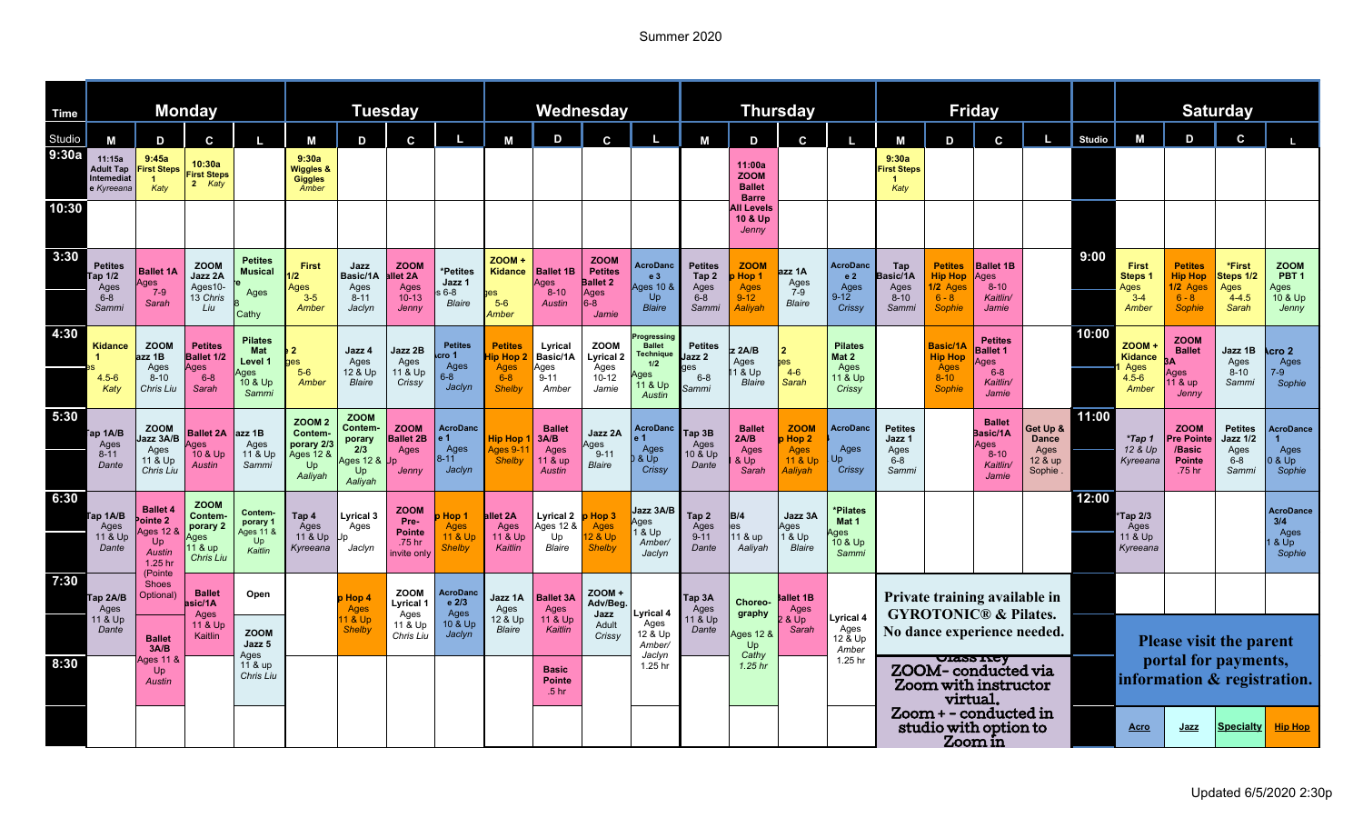Summer 2020

| Time | Monday | | | | Tuesday | | | | Wednesday | | | | Thursday | | | | Friday | | | | Studio | Saturday | | | |
|---|---|---|---|---|---|---|---|---|---|---|---|---|---|---|---|---|---|---|---|---|---|---|---|---|---|
| Studio | M | D | C | L | M | D | C | L | M | D | C | L | M | D | C | L | M | D | C | L | Studio | M | D | C | L |
| 9:30a | 11:15a Adult Tap Intermediate Kyreeana | 9:45a First Steps 1 Katy | 10:30a First Steps 2 Katy | | 9:30a Wiggles & Giggles Amber | | | | | | | | | 11:00a ZOOM Ballet Barre All Levels 10 & Up Jenny | | | 9:30a First Steps 1 Katy | | | | | | | | |
| 10:30 | | | | | | | | | | | | | | | | | | | | | | | | | |
| 3:30 | Petites Tap 1/2 Ages 6-8 Sammi | Ballet 1A Ages 7-9 Sarah | ZOOM Jazz 2A Ages10-13 Chris Liu | Petites Musical Theatre Ages 6-8 Cathy | First ...1/2 Ages 3-5 Amber | Jazz Basic/1A Ages 8-11 Jaclyn | ZOOM Ballet 2A Ages 10-13 Jenny | *Petites Jazz 1 Ages 6-8 Blaire | ZOOM + Kidance ...ges 5-6 Amber | Ballet 1B Ages 8-10 Austin | ZOOM Petites Ballet 2 Ages 6-8 Jamie | AcroDance 3 Ages 10 & Up Blaire | Petites Tap 2 Ages 6-8 Sammi | ZOOM Hip Hop 1 Ages 9-12 Aaliyah | Jazz 1A Ages 7-9 Blaire | AcroDance 2 Ages 9-12 Crissy | Tap Basic/1A Ages 8-10 Sammi | Petites Hip Hop 1/2 Ages 6-8 Sophie | Ballet 1B Ages 8-10 Kaitlin/ Jamie | | 9:00 | First Steps 1 Ages 3-4 Amber | Petites Hip Hop 1/2 Ages 6-8 Sophie | *First Steps 1/2 Ages 4-4.5 Sarah | ZOOM PBT 1 Ages 10 & Up Jenny |
| 4:30 | Kidance 1 Ages 4.5-6 Katy | ZOOM Jazz 1B Ages 8-10 Chris Liu | Petites Ballet 1/2 Ages 6-8 Sarah | Pilates Mat Level 1 Ages 10 & Up Sammi | ...2 Ages 5-6 Amber | Jazz 4 Ages 12 & Up Blaire | Jazz 2B Ages 11 & Up Crissy | Petites Acro 1 Ages 6-8 Jaclyn | Petites Hip Hop 2 Ages 6-8 Shelby | Lyrical Basic/1A Ages 9-11 Amber | ZOOM Lyrical 2 Ages 10-12 Jamie | Progressing Ballet Technique 1/2 Ages 11 & Up Austin | Petites Jazz 2 Ages 6-8 Sammi | Jazz 2A/B Ages 11 & Up Blaire | ...2 Ages 4-6 Sarah | Pilates Mat 2 Ages 11 & Up Crissy | | Basic/1A Hip Hop Ages 8-10 Sophie | Petites Ballet 1 Ages 6-8 Kaitlin/ Jamie | | 10:00 | ZOOM + Kidance 1 Ages 4.5-6 Amber | ZOOM Ballet 3A Ages 11 & up Jenny | Jazz 1B Ages 8-10 Sammi | Acro 2 Ages 7-9 Sophie |
| 5:30 | Tap 1A/B Ages 8-11 Dante | ZOOM Jazz 3A/B Ages 11 & Up Chris Liu | Ballet 2A Ages 10 & Up Austin | Jazz 1B Ages 11 & Up Sammi | ZOOM 2 Contemporary 2/3 Ages 12 & Up Aaliyah | ZOOM Contemporary 2/3 Ages 12 & Up Aaliyah | ZOOM Ballet 2B Ages ...Up Jenny | AcroDance 1 Ages 8-11 Jaclyn | Hip Hop 1 Ages 9-11 Shelby | Ballet 3A/B Ages 11 & up Austin | Jazz 2A Ages 9-11 Blaire | AcroDance 1 Ages 10 & Up Crissy | Tap 3B Ages 10 & Up Dante | Ballet 2A/B Ages 11 & Up Sarah | ZOOM Hip Hop 2 Ages 11 & Up Aaliyah | AcroDance Ages ...Up Crissy | Petites Jazz 1 Ages 6-8 Sammi | | Ballet Basic/1A Ages 8-10 Kaitlin/ Jamie | Get Up & Dance Ages 12 & up Sophie . | 11:00 | *Tap 1 12 & Up Kyreeana | ZOOM Pre Pointe /Basic Pointe .75 hr Jenny | Petites Jazz 1/2 Ages 6-8 Sammi | AcroDance 1 Ages 10 & Up Sophie |
| 6:30 | Tap 1A/B Ages 11 & Up Dante | Ballet 4 Pointe 2 Ages 12 & Up Austin 1.25 hr (Pointe Shoes Optional) | ZOOM Contemporary 2 Ages 11 & up Chris Liu | Contemporary 1 Ages 11 & Up Kaitlin | Tap 4 Ages 11 & Up Kyreeana | Lyrical 3 Ages ...Up Jaclyn | ZOOM Pre-Pointe .75 hr invite only | Hip Hop 1 Ages 11 & Up Shelby | Ballet 2A Ages 11 & Up Kaitlin | Lyrical 2 Ages 12 & Up Blaire | Hip Hop 3 Ages 12 & Up Shelby | Jazz 3A/B Ages 11 & Up Amber/ Jaclyn | Tap 2 Ages 9-11 Dante | B/4 ...es 11 & up Aaliyah | Jazz 3A Ages 11 & Up Blaire | *Pilates Mat 1 Ages 10 & Up Sammi | | | | | 12:00 | *Tap 2/3 Ages 11 & Up Kyreeana | | | AcroDance 3/4 Ages 11 & Up Sophie |
| 7:30 | Tap 2A/B Ages 11 & Up Dante | Ballet 3A/B Ages 11 & Up Austin | Ballet Basic/1A Ages 11 & Up Kaitlin | Open / ZOOM Jazz 5 Ages 11 & up Chris Liu | | Hip Hop 4 Ages 11 & Up Shelby | ZOOM Lyrical 1 Ages 11 & Up Chris Liu | AcroDance 2/3 Ages 10 & Up Jaclyn | Jazz 1A Ages 12 & Up Blaire | Ballet 3A Ages 11 & Up Kaitlin | ZOOM + Adv/Beg. Jazz Adult Crissy | Lyrical 4 Ages 12 & Up Amber/ Jaclyn 1.25 hr | Tap 3A Ages 11 & Up Dante | Choreography Ages 12 & Up Cathy 1.25 hr | Ballet 1B Ages 12 & Up Sarah | Lyrical 4 Ages 12 & Up Amber 1.25 hr | Private training available in GYROTONIC® & Pilates. No dance experience needed. | | | | | | | | |
| 8:30 | | | | | | | | | | Basic Pointe .5 hr | | | | | | | Class Key: ZOOM- conducted via Zoom with instructor virtual. Zoom + - conducted in studio with option to Zoom in | | | | | Please visit the parent portal for payments, information & registration. | | | |
| | | | | | | | | | | | | | | | | | | | | | | Acro | Jazz | Specialty | Hip Hop |

Updated 6/5/2020 2:30p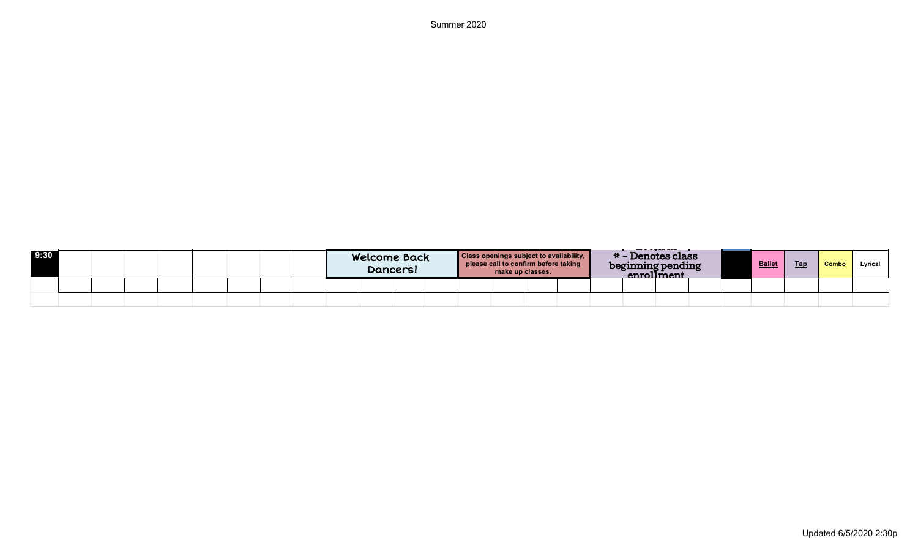Summer 2020

| | | | | | | | | | | | | | | | | | | | | | | | | |
|---|---|---|---|---|---|---|---|---|---|---|---|---|---|---|---|---|---|---|---|---|---|---|---|---|
| 9:30 | | | | | | | | | Welcome Back Dancers! | | | | Class openings subject to availability, please call to confirm before taking make up classes. | | | | * - Denotes class beginning pending enrollment | | | | | Ballet | Tap | Combo | Lyrical |
| | | | | | | | | | | | | | | | | | | | | | | | | |
| | | | | | | | | | | | | | | | | | | | | | | | | |

Updated 6/5/2020 2:30p